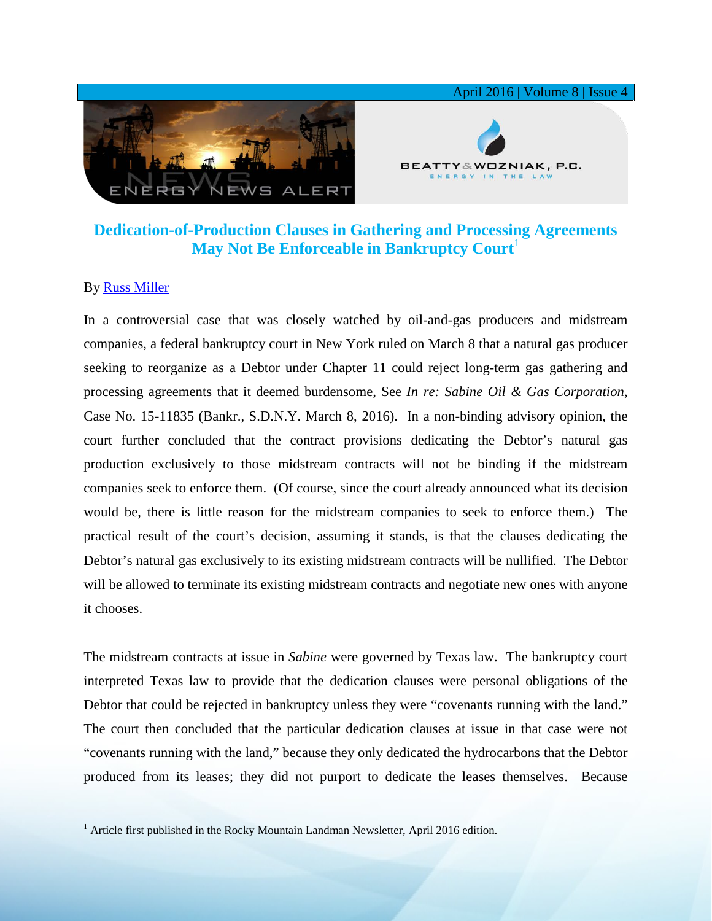# Dedication-of-Production Clauses in Gathering and Processing Agreements May Not Be Enforceable in Bankruptcy Court[1]

By Russ Miller

In a controversial case that was closely watched by oil-and-gas producers and midstream companies, a federal bankruptcy court in New York ruled on March 8 that a natural gas producer seeking to reorganize as a Debtor under Chapter 11 could reject long-term gas gathering and processing agreements that it deemed burdensome, See *In re: Sabine Oil & Gas Corporation*, Case No. 15-11835 (Bankr., S.D.N.Y. March 8, 2016). In a non-binding advisory opinion, the court further concluded that the contract provisions dedicating the Debtor's natural gas production exclusively to those midstream contracts will not be binding if the midstream companies seek to enforce them. (Of course, since the court already announced what its decision would be, there is little reason for the midstream companies to seek to enforce them.) The practical result of the court's decision, assuming it stands, is that the clauses dedicating the Debtor's natural gas exclusively to its existing midstream contracts will be nullified. The Debtor will be allowed to terminate its existing midstream contracts and negotiate new ones with anyone it chooses.

The midstream contracts at issue in *Sabine* were governed by Texas law. The bankruptcy court interpreted Texas law to provide that the dedication clauses were personal obligations of the Debtor that could be rejected in bankruptcy unless they were "covenants running with the land." The court then concluded that the particular dedication clauses at issue in that case were not "covenants running with the land," because they only dedicated the hydrocarbons that the Debtor produced from its leases; they did not purport to dedicate the leases themselves. Because

[1] Article first published in the Rocky Mountain Landman Newsletter, April 2016 edition.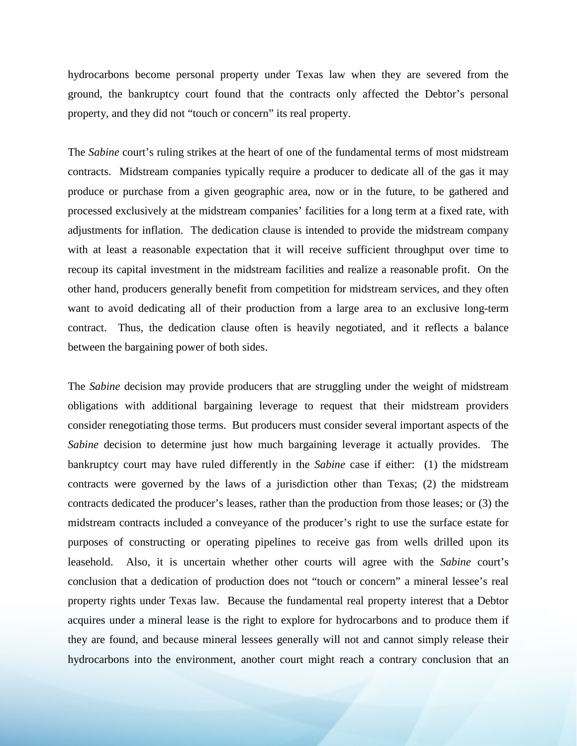hydrocarbons become personal property under Texas law when they are severed from the ground, the bankruptcy court found that the contracts only affected the Debtor's personal property, and they did not "touch or concern" its real property.

The *Sabine* court's ruling strikes at the heart of one of the fundamental terms of most midstream contracts. Midstream companies typically require a producer to dedicate all of the gas it may produce or purchase from a given geographic area, now or in the future, to be gathered and processed exclusively at the midstream companies' facilities for a long term at a fixed rate, with adjustments for inflation. The dedication clause is intended to provide the midstream company with at least a reasonable expectation that it will receive sufficient throughput over time to recoup its capital investment in the midstream facilities and realize a reasonable profit. On the other hand, producers generally benefit from competition for midstream services, and they often want to avoid dedicating all of their production from a large area to an exclusive long-term contract. Thus, the dedication clause often is heavily negotiated, and it reflects a balance between the bargaining power of both sides.

The *Sabine* decision may provide producers that are struggling under the weight of midstream obligations with additional bargaining leverage to request that their midstream providers consider renegotiating those terms. But producers must consider several important aspects of the *Sabine* decision to determine just how much bargaining leverage it actually provides. The bankruptcy court may have ruled differently in the *Sabine* case if either: (1) the midstream contracts were governed by the laws of a jurisdiction other than Texas; (2) the midstream contracts dedicated the producer's leases, rather than the production from those leases; or (3) the midstream contracts included a conveyance of the producer's right to use the surface estate for purposes of constructing or operating pipelines to receive gas from wells drilled upon its leasehold. Also, it is uncertain whether other courts will agree with the *Sabine* court's conclusion that a dedication of production does not "touch or concern" a mineral lessee's real property rights under Texas law. Because the fundamental real property interest that a Debtor acquires under a mineral lease is the right to explore for hydrocarbons and to produce them if they are found, and because mineral lessees generally will not and cannot simply release their hydrocarbons into the environment, another court might reach a contrary conclusion that an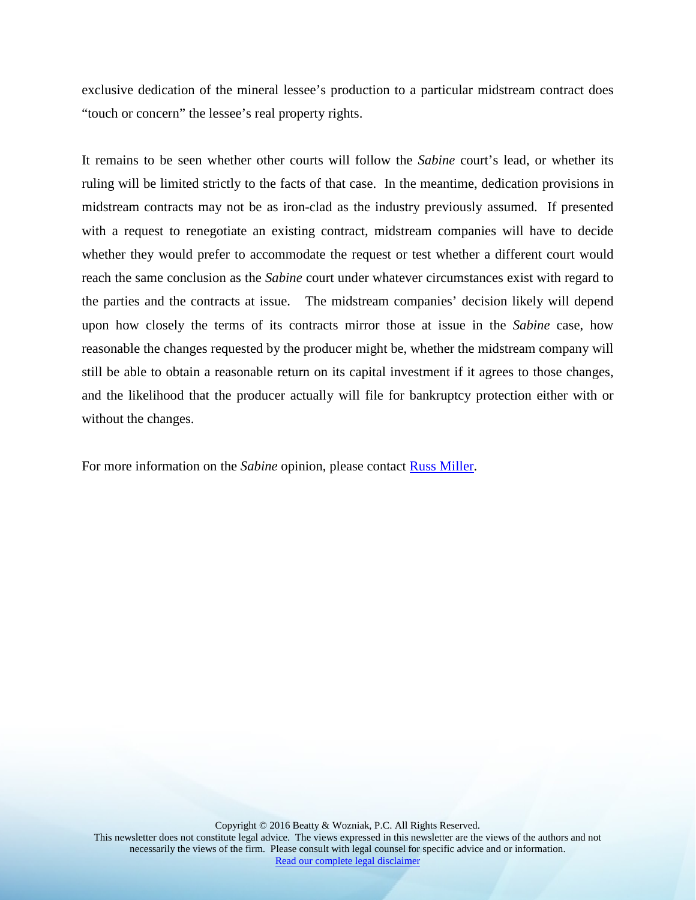exclusive dedication of the mineral lessee's production to a particular midstream contract does "touch or concern" the lessee's real property rights.

It remains to be seen whether other courts will follow the *Sabine* court's lead, or whether its ruling will be limited strictly to the facts of that case. In the meantime, dedication provisions in midstream contracts may not be as iron-clad as the industry previously assumed. If presented with a request to renegotiate an existing contract, midstream companies will have to decide whether they would prefer to accommodate the request or test whether a different court would reach the same conclusion as the *Sabine* court under whatever circumstances exist with regard to the parties and the contracts at issue. The midstream companies' decision likely will depend upon how closely the terms of its contracts mirror those at issue in the *Sabine* case, how reasonable the changes requested by the producer might be, whether the midstream company will still be able to obtain a reasonable return on its capital investment if it agrees to those changes, and the likelihood that the producer actually will file for bankruptcy protection either with or without the changes.

For more information on the *Sabine* opinion, please contact Russ Miller.

Copyright © 2016 Beatty & Wozniak, P.C. All Rights Reserved.
This newsletter does not constitute legal advice. The views expressed in this newsletter are the views of the authors and not necessarily the views of the firm. Please consult with legal counsel for specific advice and or information.
Read our complete legal disclaimer